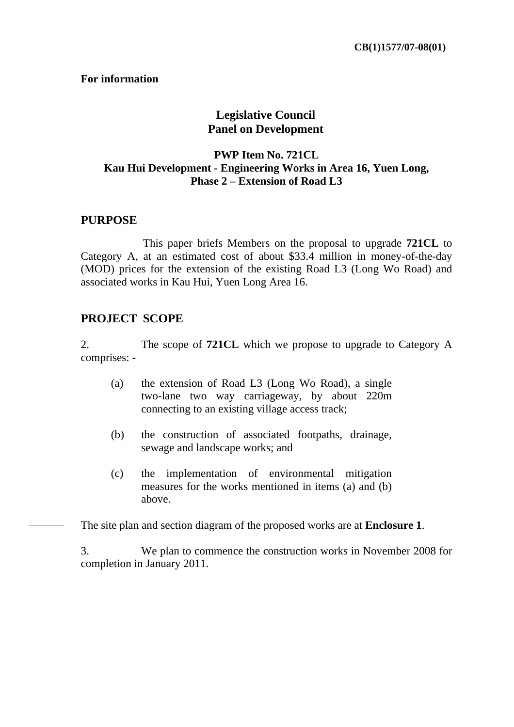**CB(1)1577/07-08(01)**

**For information**

# Legislative Council
# Panel on Development

## PWP Item No. 721CL
## Kau Hui Development - Engineering Works in Area 16, Yuen Long, Phase 2 – Extension of Road L3

## PURPOSE

This paper briefs Members on the proposal to upgrade **721CL** to Category A, at an estimated cost of about $33.4 million in money-of-the-day (MOD) prices for the extension of the existing Road L3 (Long Wo Road) and associated works in Kau Hui, Yuen Long Area 16.

## PROJECT SCOPE

2. The scope of **721CL** which we propose to upgrade to Category A comprises: -

(a) the extension of Road L3 (Long Wo Road), a single two-lane two way carriageway, by about 220m connecting to an existing village access track;

(b) the construction of associated footpaths, drainage, sewage and landscape works; and

(c) the implementation of environmental mitigation measures for the works mentioned in items (a) and (b) above.

The site plan and section diagram of the proposed works are at **Enclosure 1**.

3. We plan to commence the construction works in November 2008 for completion in January 2011.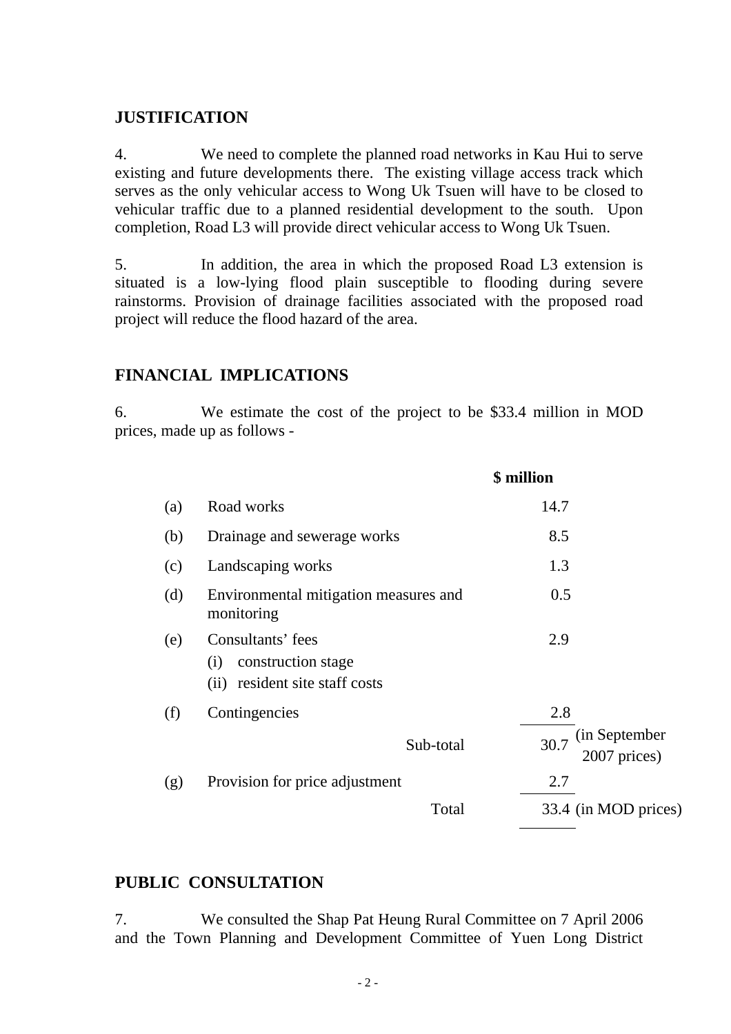## JUSTIFICATION

4. We need to complete the planned road networks in Kau Hui to serve existing and future developments there. The existing village access track which serves as the only vehicular access to Wong Uk Tsuen will have to be closed to vehicular traffic due to a planned residential development to the south. Upon completion, Road L3 will provide direct vehicular access to Wong Uk Tsuen.

5. In addition, the area in which the proposed Road L3 extension is situated is a low-lying flood plain susceptible to flooding during severe rainstorms. Provision of drainage facilities associated with the proposed road project will reduce the flood hazard of the area.

## FINANCIAL IMPLICATIONS

6. We estimate the cost of the project to be $33.4 million in MOD prices, made up as follows -

| | | $ million | |
|---|---|---|---|
| (a) | Road works | 14.7 | |
| (b) | Drainage and sewerage works | 8.5 | |
| (c) | Landscaping works | 1.3 | |
| (d) | Environmental mitigation measures and monitoring | 0.5 | |
| (e) | Consultants' fees<br>(i) construction stage<br>(ii) resident site staff costs | 2.9 | |
| (f) | Contingencies | 2.8 | |
| | Sub-total | 30.7 | (in September 2007 prices) |
| (g) | Provision for price adjustment | 2.7 | |
| | Total | 33.4 | (in MOD prices) |

## PUBLIC CONSULTATION

7. We consulted the Shap Pat Heung Rural Committee on 7 April 2006 and the Town Planning and Development Committee of Yuen Long District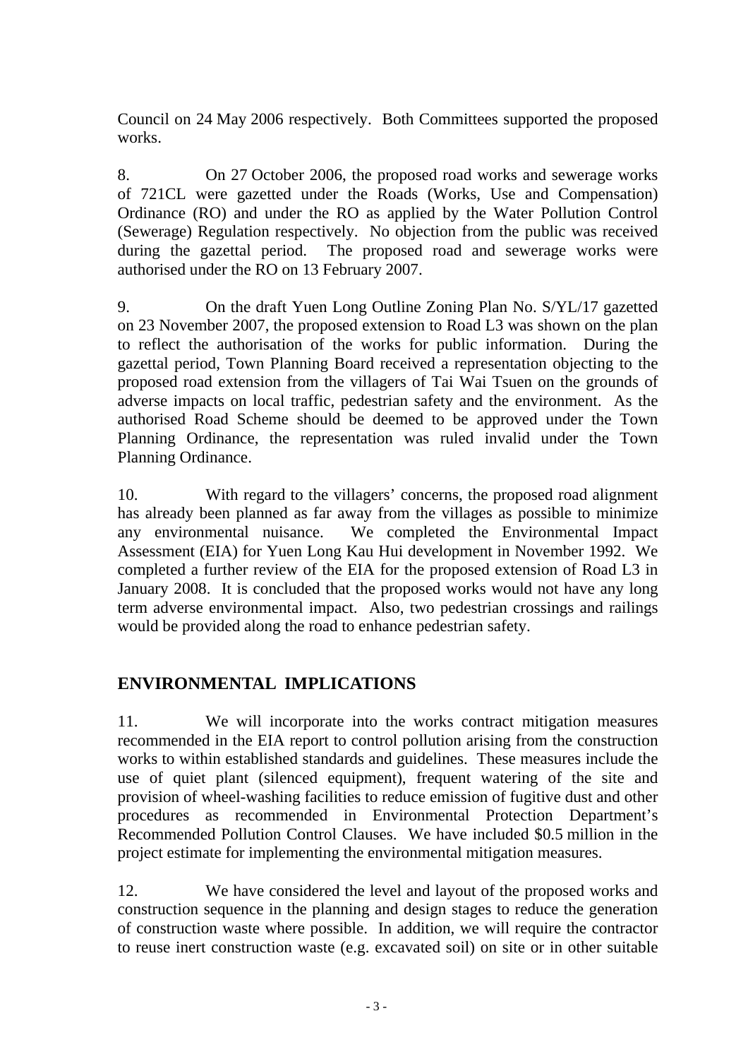Council on 24 May 2006 respectively. Both Committees supported the proposed works.

8. On 27 October 2006, the proposed road works and sewerage works of 721CL were gazetted under the Roads (Works, Use and Compensation) Ordinance (RO) and under the RO as applied by the Water Pollution Control (Sewerage) Regulation respectively. No objection from the public was received during the gazettal period. The proposed road and sewerage works were authorised under the RO on 13 February 2007.

9. On the draft Yuen Long Outline Zoning Plan No. S/YL/17 gazetted on 23 November 2007, the proposed extension to Road L3 was shown on the plan to reflect the authorisation of the works for public information. During the gazettal period, Town Planning Board received a representation objecting to the proposed road extension from the villagers of Tai Wai Tsuen on the grounds of adverse impacts on local traffic, pedestrian safety and the environment. As the authorised Road Scheme should be deemed to be approved under the Town Planning Ordinance, the representation was ruled invalid under the Town Planning Ordinance.

10. With regard to the villagers' concerns, the proposed road alignment has already been planned as far away from the villages as possible to minimize any environmental nuisance. We completed the Environmental Impact Assessment (EIA) for Yuen Long Kau Hui development in November 1992. We completed a further review of the EIA for the proposed extension of Road L3 in January 2008. It is concluded that the proposed works would not have any long term adverse environmental impact. Also, two pedestrian crossings and railings would be provided along the road to enhance pedestrian safety.

## ENVIRONMENTAL IMPLICATIONS

11. We will incorporate into the works contract mitigation measures recommended in the EIA report to control pollution arising from the construction works to within established standards and guidelines. These measures include the use of quiet plant (silenced equipment), frequent watering of the site and provision of wheel-washing facilities to reduce emission of fugitive dust and other procedures as recommended in Environmental Protection Department's Recommended Pollution Control Clauses. We have included $0.5 million in the project estimate for implementing the environmental mitigation measures.

12. We have considered the level and layout of the proposed works and construction sequence in the planning and design stages to reduce the generation of construction waste where possible. In addition, we will require the contractor to reuse inert construction waste (e.g. excavated soil) on site or in other suitable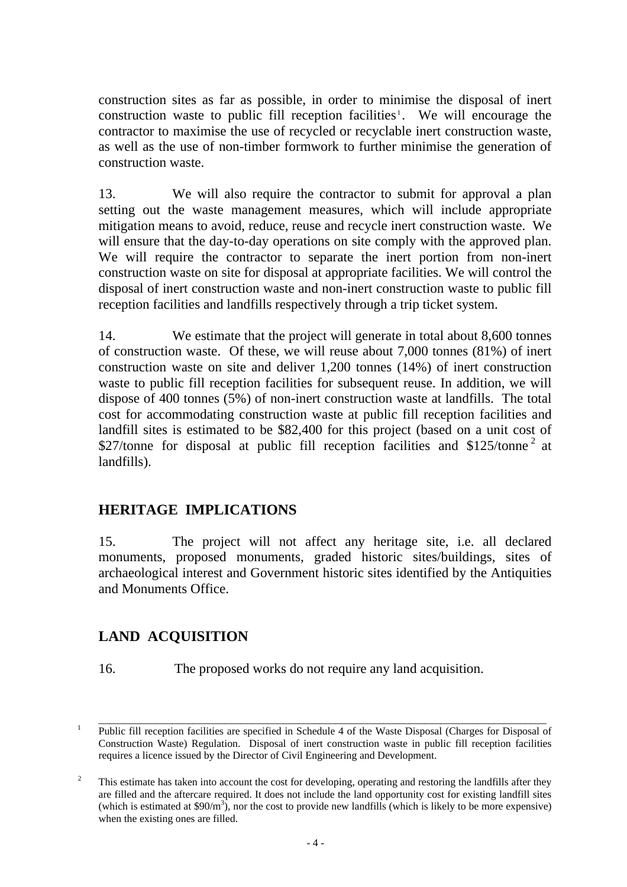construction sites as far as possible, in order to minimise the disposal of inert construction waste to public fill reception facilities[1]. We will encourage the contractor to maximise the use of recycled or recyclable inert construction waste, as well as the use of non-timber formwork to further minimise the generation of construction waste.

13. We will also require the contractor to submit for approval a plan setting out the waste management measures, which will include appropriate mitigation means to avoid, reduce, reuse and recycle inert construction waste. We will ensure that the day-to-day operations on site comply with the approved plan. We will require the contractor to separate the inert portion from non-inert construction waste on site for disposal at appropriate facilities. We will control the disposal of inert construction waste and non-inert construction waste to public fill reception facilities and landfills respectively through a trip ticket system.

14. We estimate that the project will generate in total about 8,600 tonnes of construction waste. Of these, we will reuse about 7,000 tonnes (81%) of inert construction waste on site and deliver 1,200 tonnes (14%) of inert construction waste to public fill reception facilities for subsequent reuse. In addition, we will dispose of 400 tonnes (5%) of non-inert construction waste at landfills. The total cost for accommodating construction waste at public fill reception facilities and landfill sites is estimated to be $82,400 for this project (based on a unit cost of $27/tonne for disposal at public fill reception facilities and $125/tonne[2] at landfills).

## HERITAGE IMPLICATIONS

15. The project will not affect any heritage site, i.e. all declared monuments, proposed monuments, graded historic sites/buildings, sites of archaeological interest and Government historic sites identified by the Antiquities and Monuments Office.

## LAND ACQUISITION

16. The proposed works do not require any land acquisition.

---

[1] Public fill reception facilities are specified in Schedule 4 of the Waste Disposal (Charges for Disposal of Construction Waste) Regulation. Disposal of inert construction waste in public fill reception facilities requires a licence issued by the Director of Civil Engineering and Development.

[2] This estimate has taken into account the cost for developing, operating and restoring the landfills after they are filled and the aftercare required. It does not include the land opportunity cost for existing landfill sites (which is estimated at $90/m$^3$), nor the cost to provide new landfills (which is likely to be more expensive) when the existing ones are filled.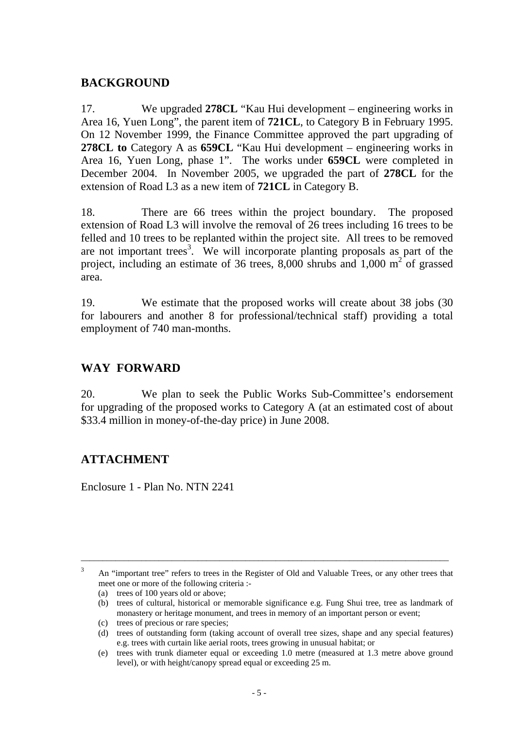## BACKGROUND

17. We upgraded **278CL** "Kau Hui development – engineering works in Area 16, Yuen Long", the parent item of **721CL**, to Category B in February 1995. On 12 November 1999, the Finance Committee approved the part upgrading of **278CL to** Category A as **659CL** "Kau Hui development – engineering works in Area 16, Yuen Long, phase 1". The works under **659CL** were completed in December 2004. In November 2005, we upgraded the part of **278CL** for the extension of Road L3 as a new item of **721CL** in Category B.

18. There are 66 trees within the project boundary. The proposed extension of Road L3 will involve the removal of 26 trees including 16 trees to be felled and 10 trees to be replanted within the project site. All trees to be removed are not important trees[3]. We will incorporate planting proposals as part of the project, including an estimate of 36 trees, 8,000 shrubs and 1,000 $m^2$ of grassed area.

19. We estimate that the proposed works will create about 38 jobs (30 for labourers and another 8 for professional/technical staff) providing a total employment of 740 man-months.

## WAY FORWARD

20. We plan to seek the Public Works Sub-Committee's endorsement for upgrading of the proposed works to Category A (at an estimated cost of about $33.4 million in money-of-the-day price) in June 2008.

## ATTACHMENT

Enclosure 1 - Plan No. NTN 2241

---

[3] An "important tree" refers to trees in the Register of Old and Valuable Trees, or any other trees that meet one or more of the following criteria :-

(a) trees of 100 years old or above;

(b) trees of cultural, historical or memorable significance e.g. Fung Shui tree, tree as landmark of monastery or heritage monument, and trees in memory of an important person or event;

(c) trees of precious or rare species;

(d) trees of outstanding form (taking account of overall tree sizes, shape and any special features) e.g. trees with curtain like aerial roots, trees growing in unusual habitat; or

(e) trees with trunk diameter equal or exceeding 1.0 metre (measured at 1.3 metre above ground level), or with height/canopy spread equal or exceeding 25 m.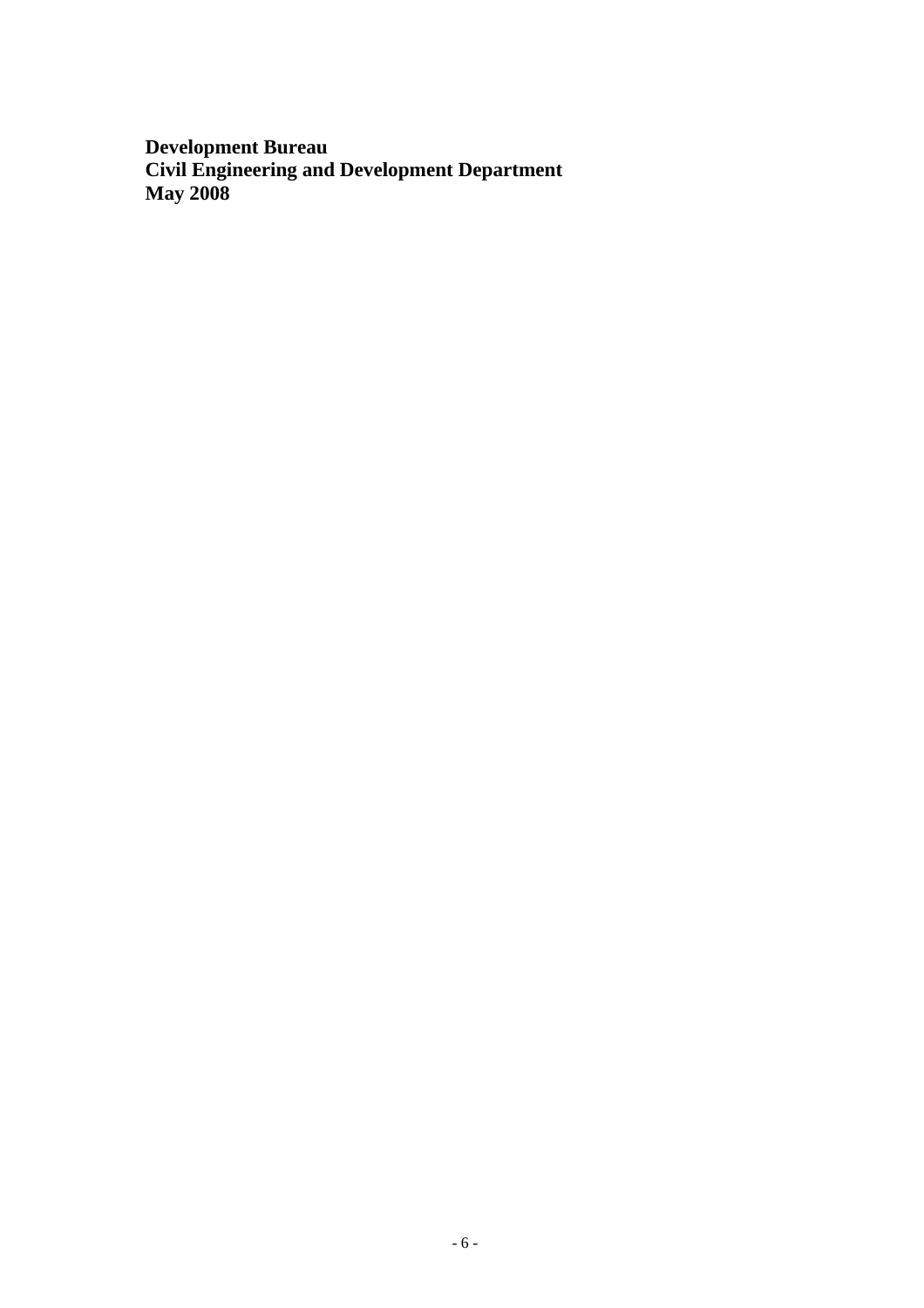**Development Bureau**
**Civil Engineering and Development Department**
**May 2008**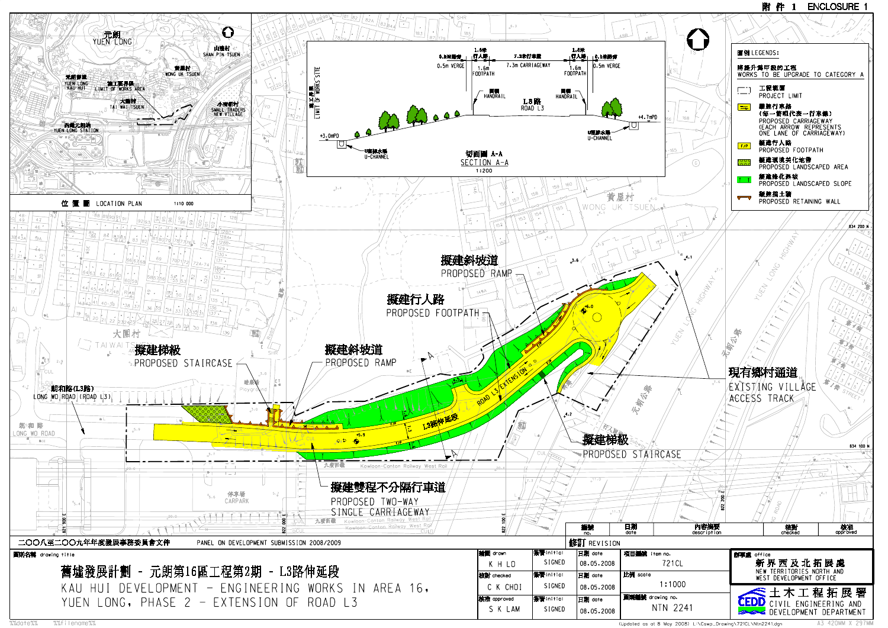附件 1 ENCLOSURE 1

位置圖 LOCATION PLAN 1:10 000

切面圖 A-A
SECTION A-A
1:200

圖例 LEGENDS:

將提升爲甲級的工程
WORKS TO BE UPGRADE TO CATEGORY A

- 工程範圍 PROJECT LIMIT
- 擬建行車路（每一箭咀代表一行車線） PROPOSED CARRIAGEWAY (EACH ARROW REPRESENTS ONE LANE OF CARRIAGEWAY)
- 擬建行人路 PROPOSED FOOTPATH
- 擬建環境美化地帶 PROPOSED LANDSCAPED AREA
- 擬建綠化斜坡 PROPOSED LANDSCAPED SLOPE
- 擬建擋土牆 PROPOSED RETAINING WALL

擬建斜坡道 PROPOSED RAMP

擬建行人路 PROPOSED FOOTPATH

擬建梯級 PROPOSED STAIRCASE

現有鄉村通道 EXISTING VILLAGE ACCESS TRACK

擬建雙程不分隔行車道 PROPOSED TWO-WAY SINGLE CARRIAGEWAY

朗和路(L3路) LONG WO ROAD (ROAD L3)

L3路伸延段 ROAD L3 EXTENSION

二○○八至二○○九年年度發展事務委員會文件 PANEL ON DEVELOPMENT SUBMISSION 2008/2009

圖則名稱 drawing title

舊墟發展計劃 － 元朗第16區工程第2期 － L3路伸延段

KAU HUI DEVELOPMENT - ENGINEERING WORKS IN AREA 16, YUEN LONG, PHASE 2 - EXTENSION OF ROAD L3

| 繪圖 drawn | 簽署 initial | 日期 date | 項目編號 item no. |
|---|---|---|---|
| K H LO | SIGNED | 08.05.2008 | 721CL |
| 核對 checked | | | 比例 scale |
| C K CHOI | SIGNED | 08.05.2008 | 1:1000 |
| 核准 approved | | | 圖則編號 drawing no. |
| S K LAM | SIGNED | 08.05.2008 | NTN 2241 |

辦事處 office
新界西及北拓展處
NEW TERRITORIES NORTH AND WEST DEVELOPMENT OFFICE

土木工程拓展署
CIVIL ENGINEERING AND DEVELOPMENT DEPARTMENT